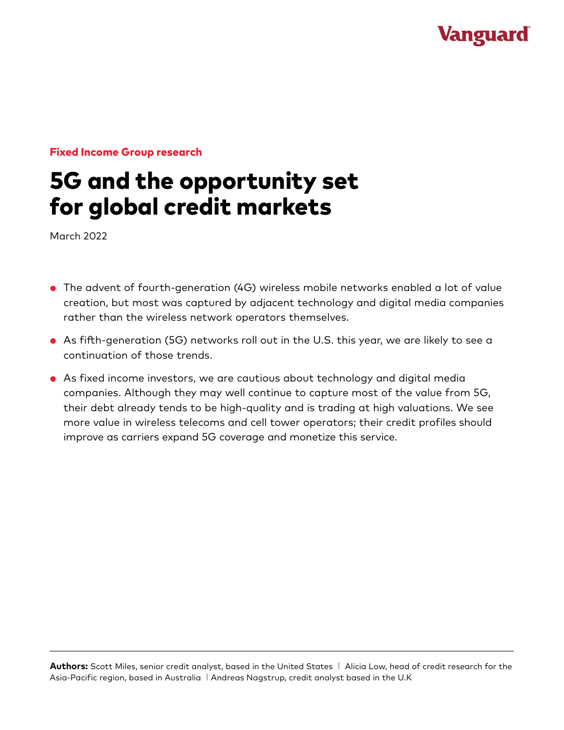Vanguard

**Fixed Income Group research**

# 5G and the opportunity set for global credit markets

March 2022

- The advent of fourth-generation (4G) wireless mobile networks enabled a lot of value creation, but most was captured by adjacent technology and digital media companies rather than the wireless network operators themselves.
- As fifth-generation (5G) networks roll out in the U.S. this year, we are likely to see a continuation of those trends.
- As fixed income investors, we are cautious about technology and digital media companies. Although they may well continue to capture most of the value from 5G, their debt already tends to be high-quality and is trading at high valuations. We see more value in wireless telecoms and cell tower operators; their credit profiles should improve as carriers expand 5G coverage and monetize this service.

**Authors:** Scott Miles, senior credit analyst, based in the United States | Alicia Low, head of credit research for the Asia-Pacific region, based in Australia | Andreas Nagstrup, credit analyst based in the U.K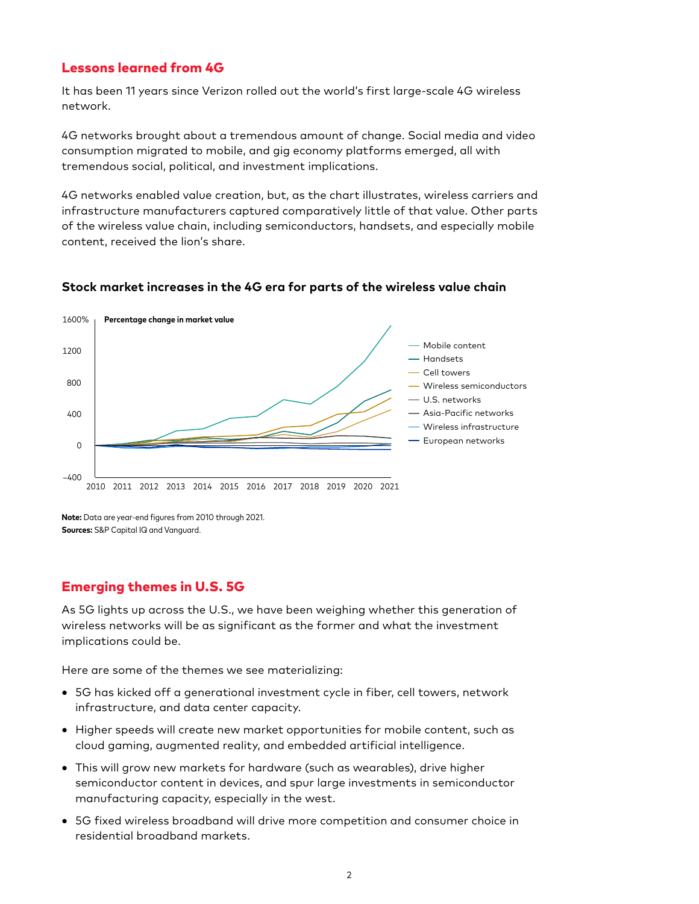## Lessons learned from 4G

It has been 11 years since Verizon rolled out the world's first large-scale 4G wireless network.

4G networks brought about a tremendous amount of change. Social media and video consumption migrated to mobile, and gig economy platforms emerged, all with tremendous social, political, and investment implications.

4G networks enabled value creation, but, as the chart illustrates, wireless carriers and infrastructure manufacturers captured comparatively little of that value. Other parts of the wireless value chain, including semiconductors, handsets, and especially mobile content, received the lion's share.

### Stock market increases in the 4G era for parts of the wireless value chain

Percentage change in market value

1600% | 1200 | 800 | 400 | 0 | −400

2010 2011 2012 2013 2014 2015 2016 2017 2018 2019 2020 2021

- Mobile content
- Handsets
- Cell towers
- Wireless semiconductors
- U.S. networks
- Asia-Pacific networks
- Wireless infrastructure
- European networks

**Note:** Data are year-end figures from 2010 through 2021.
**Sources:** S&P Capital IQ and Vanguard.

## Emerging themes in U.S. 5G

As 5G lights up across the U.S., we have been weighing whether this generation of wireless networks will be as significant as the former and what the investment implications could be.

Here are some of the themes we see materializing:

- 5G has kicked off a generational investment cycle in fiber, cell towers, network infrastructure, and data center capacity.
- Higher speeds will create new market opportunities for mobile content, such as cloud gaming, augmented reality, and embedded artificial intelligence.
- This will grow new markets for hardware (such as wearables), drive higher semiconductor content in devices, and spur large investments in semiconductor manufacturing capacity, especially in the west.
- 5G fixed wireless broadband will drive more competition and consumer choice in residential broadband markets.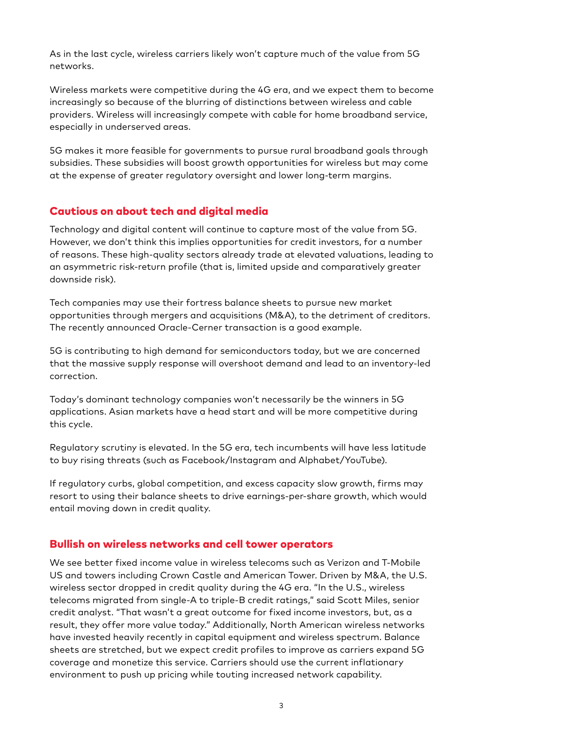As in the last cycle, wireless carriers likely won't capture much of the value from 5G networks.

Wireless markets were competitive during the 4G era, and we expect them to become increasingly so because of the blurring of distinctions between wireless and cable providers. Wireless will increasingly compete with cable for home broadband service, especially in underserved areas.

5G makes it more feasible for governments to pursue rural broadband goals through subsidies. These subsidies will boost growth opportunities for wireless but may come at the expense of greater regulatory oversight and lower long-term margins.

## Cautious on about tech and digital media

Technology and digital content will continue to capture most of the value from 5G. However, we don't think this implies opportunities for credit investors, for a number of reasons. These high-quality sectors already trade at elevated valuations, leading to an asymmetric risk-return profile (that is, limited upside and comparatively greater downside risk).

Tech companies may use their fortress balance sheets to pursue new market opportunities through mergers and acquisitions (M&A), to the detriment of creditors. The recently announced Oracle-Cerner transaction is a good example.

5G is contributing to high demand for semiconductors today, but we are concerned that the massive supply response will overshoot demand and lead to an inventory-led correction.

Today's dominant technology companies won't necessarily be the winners in 5G applications. Asian markets have a head start and will be more competitive during this cycle.

Regulatory scrutiny is elevated. In the 5G era, tech incumbents will have less latitude to buy rising threats (such as Facebook/Instagram and Alphabet/YouTube).

If regulatory curbs, global competition, and excess capacity slow growth, firms may resort to using their balance sheets to drive earnings-per-share growth, which would entail moving down in credit quality.

## Bullish on wireless networks and cell tower operators

We see better fixed income value in wireless telecoms such as Verizon and T-Mobile US and towers including Crown Castle and American Tower. Driven by M&A, the U.S. wireless sector dropped in credit quality during the 4G era. "In the U.S., wireless telecoms migrated from single-A to triple-B credit ratings," said Scott Miles, senior credit analyst. "That wasn't a great outcome for fixed income investors, but, as a result, they offer more value today." Additionally, North American wireless networks have invested heavily recently in capital equipment and wireless spectrum. Balance sheets are stretched, but we expect credit profiles to improve as carriers expand 5G coverage and monetize this service. Carriers should use the current inflationary environment to push up pricing while touting increased network capability.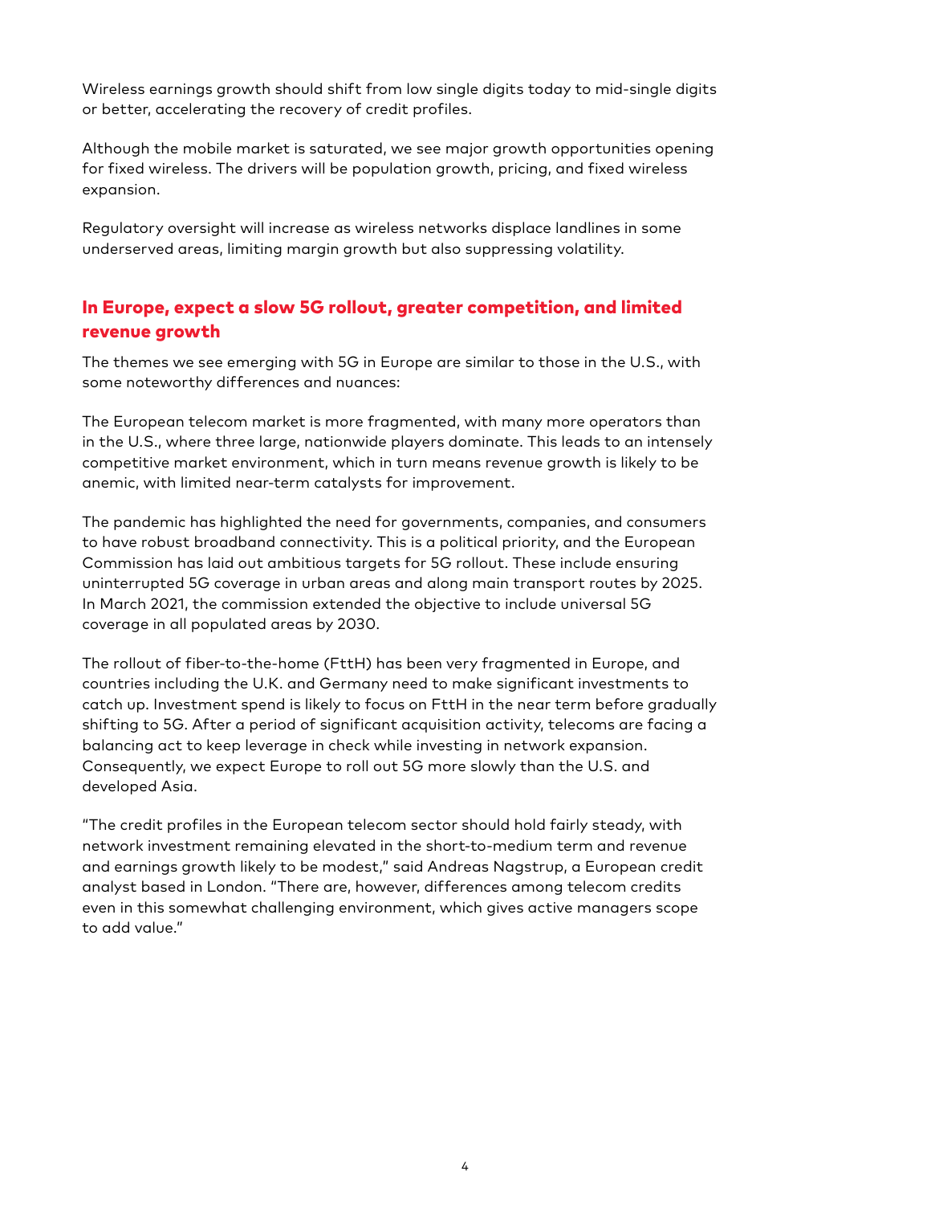Wireless earnings growth should shift from low single digits today to mid-single digits or better, accelerating the recovery of credit profiles.

Although the mobile market is saturated, we see major growth opportunities opening for fixed wireless. The drivers will be population growth, pricing, and fixed wireless expansion.

Regulatory oversight will increase as wireless networks displace landlines in some underserved areas, limiting margin growth but also suppressing volatility.

## In Europe, expect a slow 5G rollout, greater competition, and limited revenue growth

The themes we see emerging with 5G in Europe are similar to those in the U.S., with some noteworthy differences and nuances:

The European telecom market is more fragmented, with many more operators than in the U.S., where three large, nationwide players dominate. This leads to an intensely competitive market environment, which in turn means revenue growth is likely to be anemic, with limited near-term catalysts for improvement.

The pandemic has highlighted the need for governments, companies, and consumers to have robust broadband connectivity. This is a political priority, and the European Commission has laid out ambitious targets for 5G rollout. These include ensuring uninterrupted 5G coverage in urban areas and along main transport routes by 2025. In March 2021, the commission extended the objective to include universal 5G coverage in all populated areas by 2030.

The rollout of fiber-to-the-home (FttH) has been very fragmented in Europe, and countries including the U.K. and Germany need to make significant investments to catch up. Investment spend is likely to focus on FttH in the near term before gradually shifting to 5G. After a period of significant acquisition activity, telecoms are facing a balancing act to keep leverage in check while investing in network expansion. Consequently, we expect Europe to roll out 5G more slowly than the U.S. and developed Asia.

"The credit profiles in the European telecom sector should hold fairly steady, with network investment remaining elevated in the short-to-medium term and revenue and earnings growth likely to be modest," said Andreas Nagstrup, a European credit analyst based in London. "There are, however, differences among telecom credits even in this somewhat challenging environment, which gives active managers scope to add value."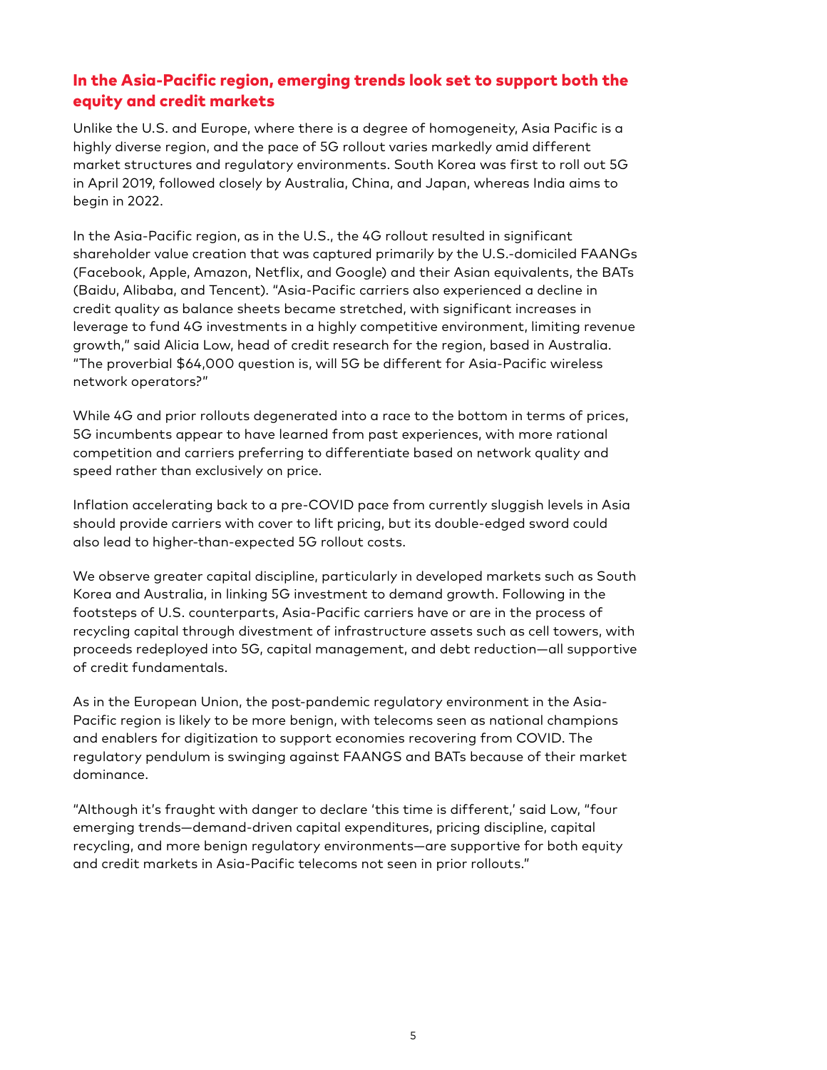## In the Asia-Pacific region, emerging trends look set to support both the equity and credit markets

Unlike the U.S. and Europe, where there is a degree of homogeneity, Asia Pacific is a highly diverse region, and the pace of 5G rollout varies markedly amid different market structures and regulatory environments. South Korea was first to roll out 5G in April 2019, followed closely by Australia, China, and Japan, whereas India aims to begin in 2022.

In the Asia-Pacific region, as in the U.S., the 4G rollout resulted in significant shareholder value creation that was captured primarily by the U.S.-domiciled FAANGs (Facebook, Apple, Amazon, Netflix, and Google) and their Asian equivalents, the BATs (Baidu, Alibaba, and Tencent). "Asia-Pacific carriers also experienced a decline in credit quality as balance sheets became stretched, with significant increases in leverage to fund 4G investments in a highly competitive environment, limiting revenue growth," said Alicia Low, head of credit research for the region, based in Australia. "The proverbial $64,000 question is, will 5G be different for Asia-Pacific wireless network operators?"

While 4G and prior rollouts degenerated into a race to the bottom in terms of prices, 5G incumbents appear to have learned from past experiences, with more rational competition and carriers preferring to differentiate based on network quality and speed rather than exclusively on price.

Inflation accelerating back to a pre-COVID pace from currently sluggish levels in Asia should provide carriers with cover to lift pricing, but its double-edged sword could also lead to higher-than-expected 5G rollout costs.

We observe greater capital discipline, particularly in developed markets such as South Korea and Australia, in linking 5G investment to demand growth. Following in the footsteps of U.S. counterparts, Asia-Pacific carriers have or are in the process of recycling capital through divestment of infrastructure assets such as cell towers, with proceeds redeployed into 5G, capital management, and debt reduction—all supportive of credit fundamentals.

As in the European Union, the post-pandemic regulatory environment in the Asia-Pacific region is likely to be more benign, with telecoms seen as national champions and enablers for digitization to support economies recovering from COVID. The regulatory pendulum is swinging against FAANGS and BATs because of their market dominance.

"Although it's fraught with danger to declare 'this time is different,' said Low, "four emerging trends—demand-driven capital expenditures, pricing discipline, capital recycling, and more benign regulatory environments—are supportive for both equity and credit markets in Asia-Pacific telecoms not seen in prior rollouts."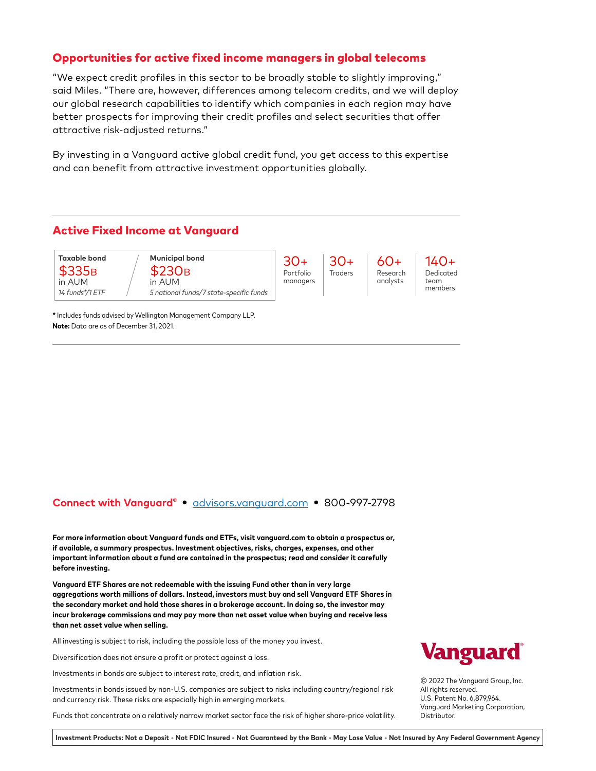## Opportunities for active fixed income managers in global telecoms

"We expect credit profiles in this sector to be broadly stable to slightly improving," said Miles. "There are, however, differences among telecom credits, and we will deploy our global research capabilities to identify which companies in each region may have better prospects for improving their credit profiles and select securities that offer attractive risk-adjusted returns."

By investing in a Vanguard active global credit fund, you get access to this expertise and can benefit from attractive investment opportunities globally.

## Active Fixed Income at Vanguard

| Taxable bond | Municipal bond | | | | |
|---|---|---|---|---|---|
| $335B in AUM | $230B in AUM | 30+ Portfolio managers | 30+ Traders | 60+ Research analysts | 140+ Dedicated team members |
| *14 funds*/1 ETF* | *5 national funds/7 state-specific funds* | | | | |

**\*** Includes funds advised by Wellington Management Company LLP.
**Note:** Data are as of December 31, 2021.

**Connect with Vanguard®** • advisors.vanguard.com • 800-997-2798

**For more information about Vanguard funds and ETFs, visit vanguard.com to obtain a prospectus or, if available, a summary prospectus. Investment objectives, risks, charges, expenses, and other important information about a fund are contained in the prospectus; read and consider it carefully before investing.**

**Vanguard ETF Shares are not redeemable with the issuing Fund other than in very large aggregations worth millions of dollars. Instead, investors must buy and sell Vanguard ETF Shares in the secondary market and hold those shares in a brokerage account. In doing so, the investor may incur brokerage commissions and may pay more than net asset value when buying and receive less than net asset value when selling.**

All investing is subject to risk, including the possible loss of the money you invest.

Diversification does not ensure a profit or protect against a loss.

Investments in bonds are subject to interest rate, credit, and inflation risk.

Investments in bonds issued by non-U.S. companies are subject to risks including country/regional risk and currency risk. These risks are especially high in emerging markets.

Funds that concentrate on a relatively narrow market sector face the risk of higher share-price volatility.

Vanguard®

© 2022 The Vanguard Group, Inc.
All rights reserved.
U.S. Patent No. 6,879,964.
Vanguard Marketing Corporation, Distributor.

**Investment Products: Not a Deposit • Not FDIC Insured • Not Guaranteed by the Bank • May Lose Value • Not Insured by Any Federal Government Agency**